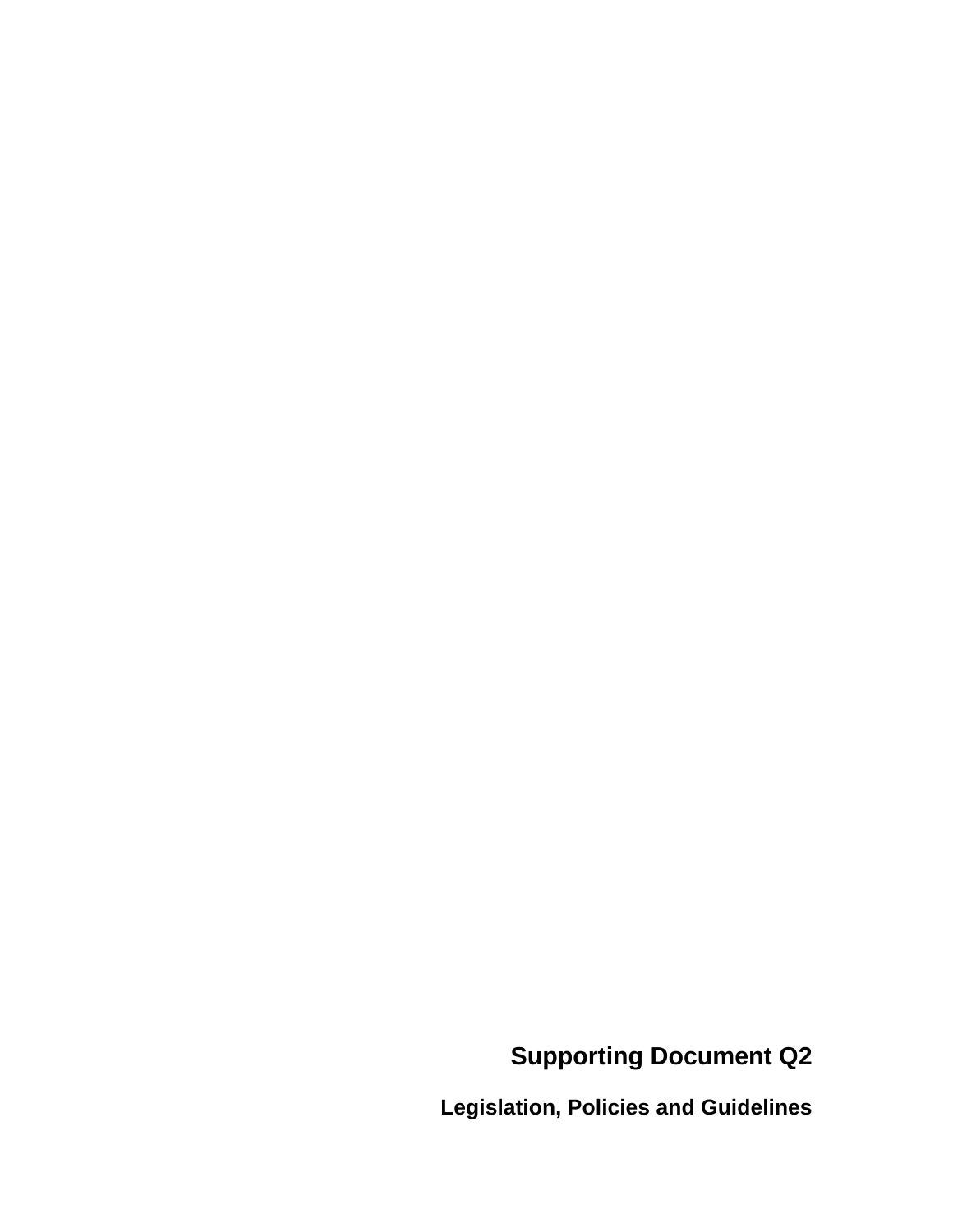# Supporting Document Q2

## Legislation, Policies and Guidelines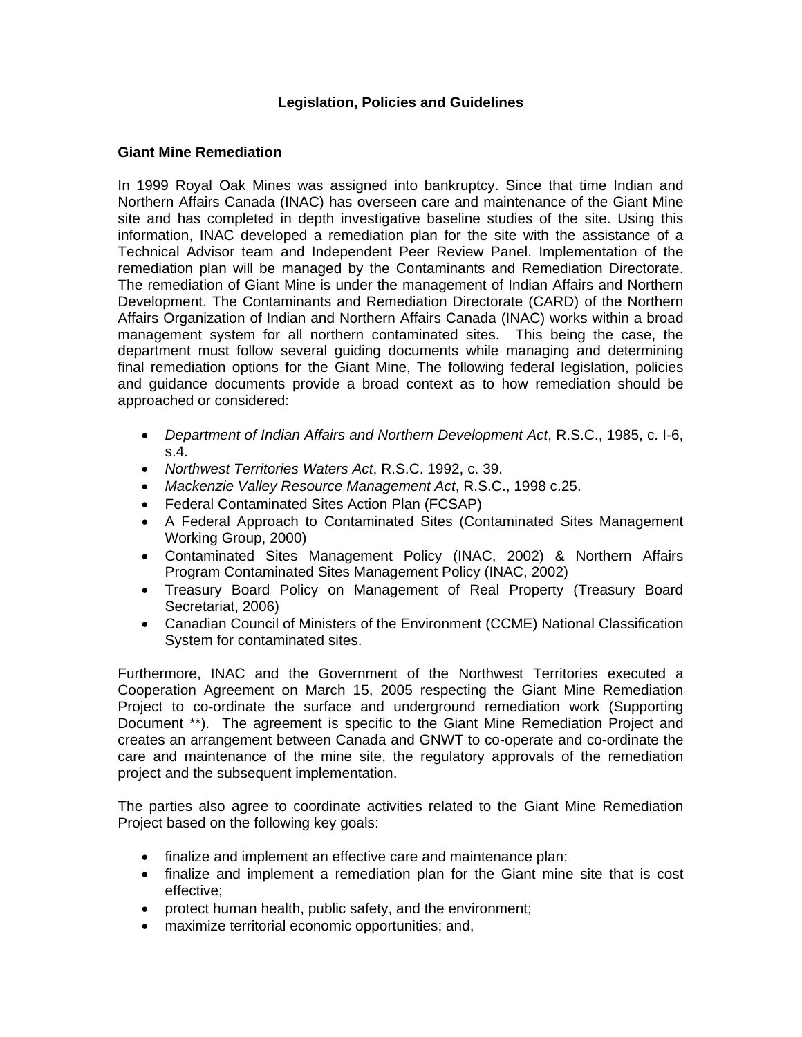**Legislation, Policies and Guidelines**

**Giant Mine Remediation**

In 1999 Royal Oak Mines was assigned into bankruptcy. Since that time Indian and Northern Affairs Canada (INAC) has overseen care and maintenance of the Giant Mine site and has completed in depth investigative baseline studies of the site. Using this information, INAC developed a remediation plan for the site with the assistance of a Technical Advisor team and Independent Peer Review Panel. Implementation of the remediation plan will be managed by the Contaminants and Remediation Directorate. The remediation of Giant Mine is under the management of Indian Affairs and Northern Development. The Contaminants and Remediation Directorate (CARD) of the Northern Affairs Organization of Indian and Northern Affairs Canada (INAC) works within a broad management system for all northern contaminated sites. This being the case, the department must follow several guiding documents while managing and determining final remediation options for the Giant Mine, The following federal legislation, policies and guidance documents provide a broad context as to how remediation should be approached or considered:

- *Department of Indian Affairs and Northern Development Act*, R.S.C., 1985, c. I-6, s.4.
- *Northwest Territories Waters Act*, R.S.C. 1992, c. 39.
- *Mackenzie Valley Resource Management Act*, R.S.C., 1998 c.25.
- Federal Contaminated Sites Action Plan (FCSAP)
- A Federal Approach to Contaminated Sites (Contaminated Sites Management Working Group, 2000)
- Contaminated Sites Management Policy (INAC, 2002) & Northern Affairs Program Contaminated Sites Management Policy (INAC, 2002)
- Treasury Board Policy on Management of Real Property (Treasury Board Secretariat, 2006)
- Canadian Council of Ministers of the Environment (CCME) National Classification System for contaminated sites.

Furthermore, INAC and the Government of the Northwest Territories executed a Cooperation Agreement on March 15, 2005 respecting the Giant Mine Remediation Project to co-ordinate the surface and underground remediation work (Supporting Document **). The agreement is specific to the Giant Mine Remediation Project and creates an arrangement between Canada and GNWT to co-operate and co-ordinate the care and maintenance of the mine site, the regulatory approvals of the remediation project and the subsequent implementation.

The parties also agree to coordinate activities related to the Giant Mine Remediation Project based on the following key goals:

- finalize and implement an effective care and maintenance plan;
- finalize and implement a remediation plan for the Giant mine site that is cost effective;
- protect human health, public safety, and the environment;
- maximize territorial economic opportunities; and,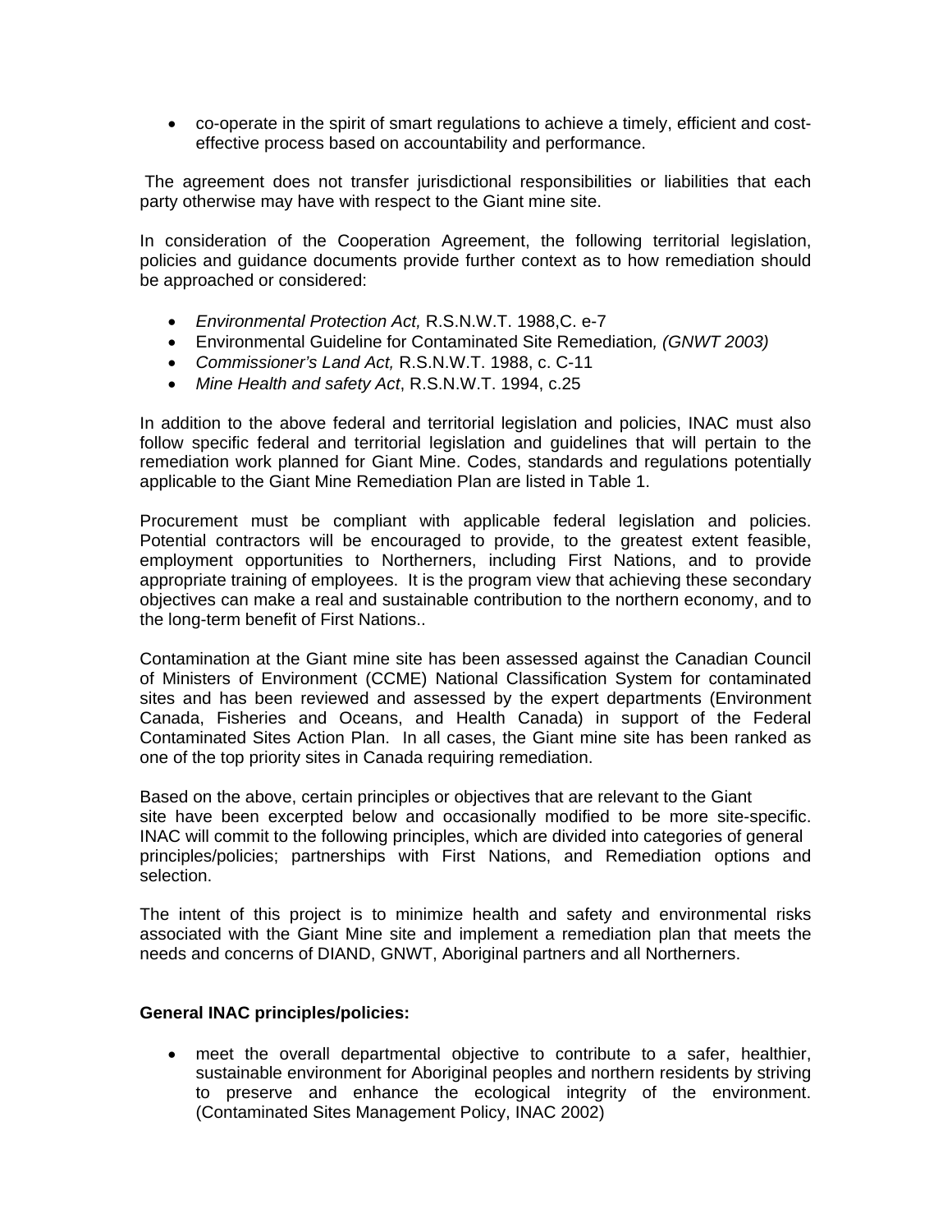- co-operate in the spirit of smart regulations to achieve a timely, efficient and cost-effective process based on accountability and performance.

The agreement does not transfer jurisdictional responsibilities or liabilities that each party otherwise may have with respect to the Giant mine site.

In consideration of the Cooperation Agreement, the following territorial legislation, policies and guidance documents provide further context as to how remediation should be approached or considered:

- *Environmental Protection Act,* R.S.N.W.T. 1988,C. e-7
- Environmental Guideline for Contaminated Site Remediation*, (GNWT 2003)*
- *Commissioner's Land Act,* R.S.N.W.T. 1988, c. C-11
- *Mine Health and safety Act*, R.S.N.W.T. 1994, c.25

In addition to the above federal and territorial legislation and policies, INAC must also follow specific federal and territorial legislation and guidelines that will pertain to the remediation work planned for Giant Mine. Codes, standards and regulations potentially applicable to the Giant Mine Remediation Plan are listed in Table 1.

Procurement must be compliant with applicable federal legislation and policies. Potential contractors will be encouraged to provide, to the greatest extent feasible, employment opportunities to Northerners, including First Nations, and to provide appropriate training of employees. It is the program view that achieving these secondary objectives can make a real and sustainable contribution to the northern economy, and to the long-term benefit of First Nations..

Contamination at the Giant mine site has been assessed against the Canadian Council of Ministers of Environment (CCME) National Classification System for contaminated sites and has been reviewed and assessed by the expert departments (Environment Canada, Fisheries and Oceans, and Health Canada) in support of the Federal Contaminated Sites Action Plan. In all cases, the Giant mine site has been ranked as one of the top priority sites in Canada requiring remediation.

Based on the above, certain principles or objectives that are relevant to the Giant site have been excerpted below and occasionally modified to be more site-specific. INAC will commit to the following principles, which are divided into categories of general principles/policies; partnerships with First Nations, and Remediation options and selection.

The intent of this project is to minimize health and safety and environmental risks associated with the Giant Mine site and implement a remediation plan that meets the needs and concerns of DIAND, GNWT, Aboriginal partners and all Northerners.

**General INAC principles/policies:**

- meet the overall departmental objective to contribute to a safer, healthier, sustainable environment for Aboriginal peoples and northern residents by striving to preserve and enhance the ecological integrity of the environment. (Contaminated Sites Management Policy, INAC 2002)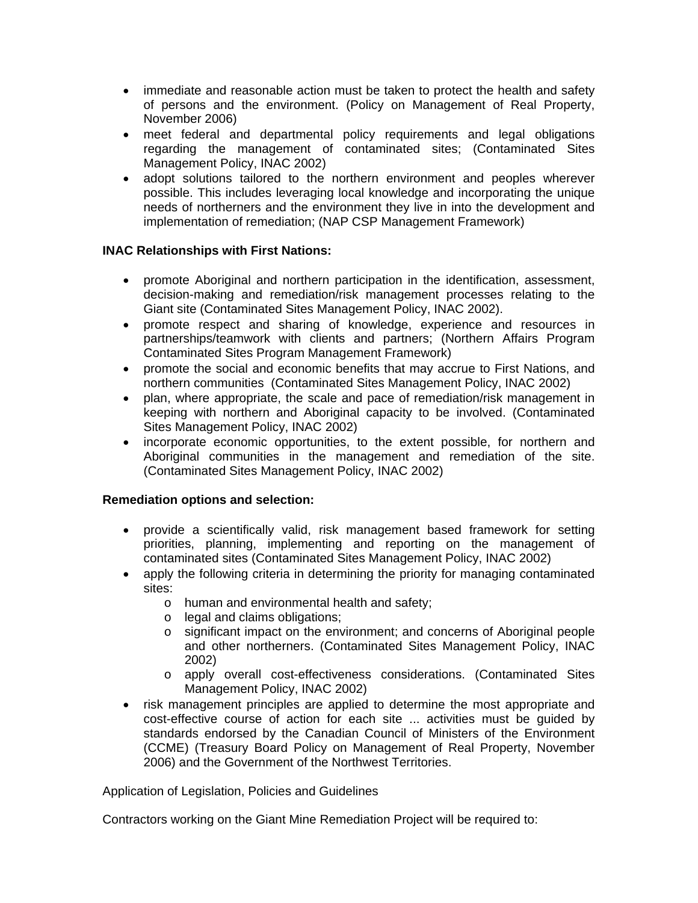- immediate and reasonable action must be taken to protect the health and safety of persons and the environment. (Policy on Management of Real Property, November 2006)
- meet federal and departmental policy requirements and legal obligations regarding the management of contaminated sites; (Contaminated Sites Management Policy, INAC 2002)
- adopt solutions tailored to the northern environment and peoples wherever possible. This includes leveraging local knowledge and incorporating the unique needs of northerners and the environment they live in into the development and implementation of remediation; (NAP CSP Management Framework)

**INAC Relationships with First Nations:**

- promote Aboriginal and northern participation in the identification, assessment, decision-making and remediation/risk management processes relating to the Giant site (Contaminated Sites Management Policy, INAC 2002).
- promote respect and sharing of knowledge, experience and resources in partnerships/teamwork with clients and partners; (Northern Affairs Program Contaminated Sites Program Management Framework)
- promote the social and economic benefits that may accrue to First Nations, and northern communities (Contaminated Sites Management Policy, INAC 2002)
- plan, where appropriate, the scale and pace of remediation/risk management in keeping with northern and Aboriginal capacity to be involved. (Contaminated Sites Management Policy, INAC 2002)
- incorporate economic opportunities, to the extent possible, for northern and Aboriginal communities in the management and remediation of the site. (Contaminated Sites Management Policy, INAC 2002)

**Remediation options and selection:**

- provide a scientifically valid, risk management based framework for setting priorities, planning, implementing and reporting on the management of contaminated sites (Contaminated Sites Management Policy, INAC 2002)
- apply the following criteria in determining the priority for managing contaminated sites:
  - human and environmental health and safety;
  - legal and claims obligations;
  - significant impact on the environment; and concerns of Aboriginal people and other northerners. (Contaminated Sites Management Policy, INAC 2002)
  - apply overall cost-effectiveness considerations. (Contaminated Sites Management Policy, INAC 2002)
- risk management principles are applied to determine the most appropriate and cost-effective course of action for each site ... activities must be guided by standards endorsed by the Canadian Council of Ministers of the Environment (CCME) (Treasury Board Policy on Management of Real Property, November 2006) and the Government of the Northwest Territories.

Application of Legislation, Policies and Guidelines

Contractors working on the Giant Mine Remediation Project will be required to: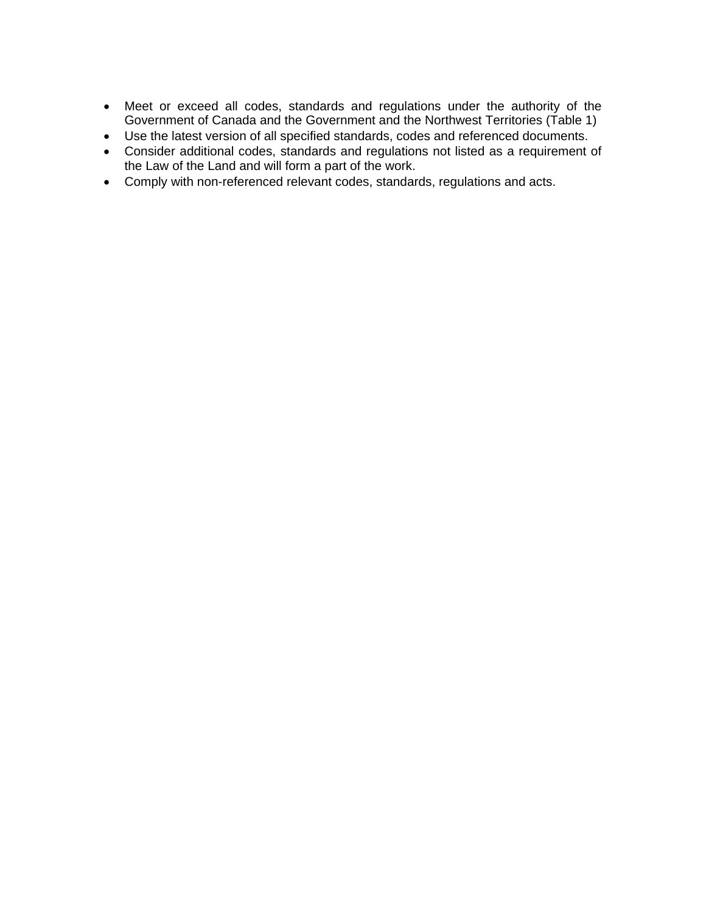- Meet or exceed all codes, standards and regulations under the authority of the Government of Canada and the Government and the Northwest Territories (Table 1)
- Use the latest version of all specified standards, codes and referenced documents.
- Consider additional codes, standards and regulations not listed as a requirement of the Law of the Land and will form a part of the work.
- Comply with non-referenced relevant codes, standards, regulations and acts.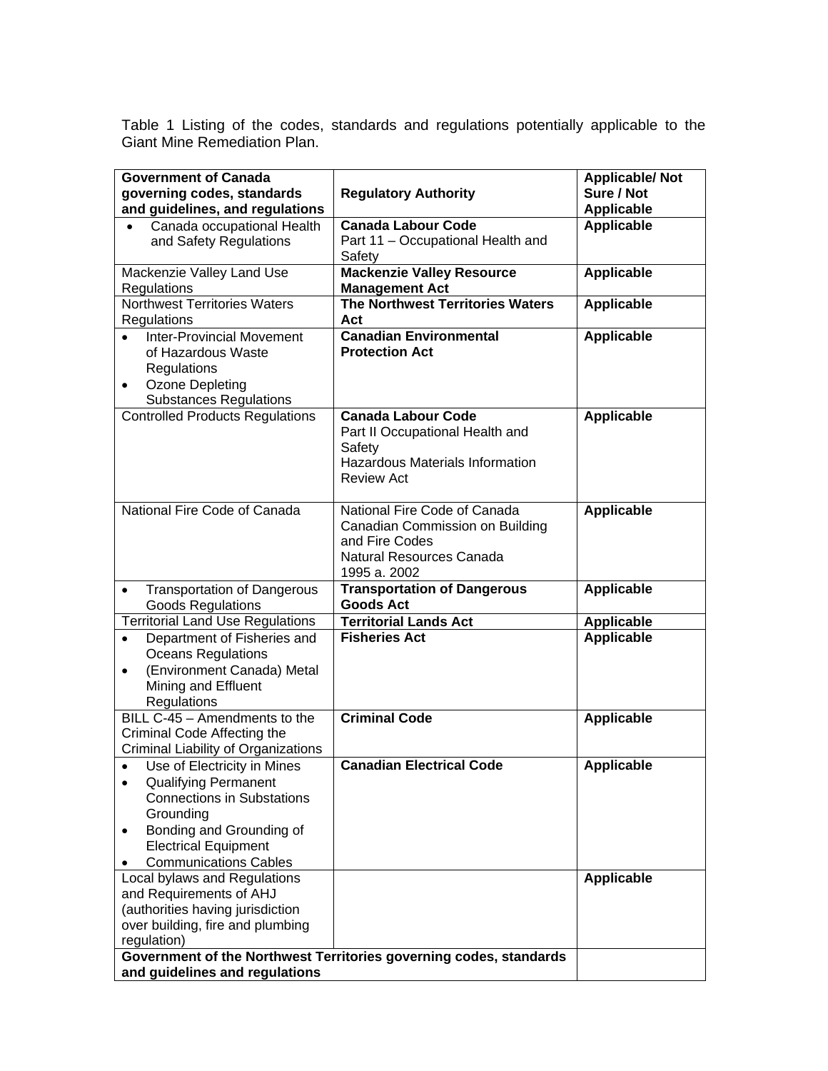Table 1 Listing of the codes, standards and regulations potentially applicable to the Giant Mine Remediation Plan.

| Government of Canada governing codes, standards and guidelines, and regulations | Regulatory Authority | Applicable/ Not Sure / Not Applicable |
|---|---|---|
| • Canada occupational Health and Safety Regulations | **Canada Labour Code** Part 11 – Occupational Health and Safety | **Applicable** |
| Mackenzie Valley Land Use Regulations | **Mackenzie Valley Resource Management Act** | **Applicable** |
| Northwest Territories Waters Regulations | **The Northwest Territories Waters Act** | **Applicable** |
| • Inter-Provincial Movement of Hazardous Waste Regulations<br>• Ozone Depleting Substances Regulations | **Canadian Environmental Protection Act** | **Applicable** |
| Controlled Products Regulations | **Canada Labour Code** Part II Occupational Health and Safety<br>Hazardous Materials Information Review Act | **Applicable** |
| National Fire Code of Canada | National Fire Code of Canada<br>Canadian Commission on Building and Fire Codes<br>Natural Resources Canada<br>1995 a. 2002 | **Applicable** |
| • Transportation of Dangerous Goods Regulations | **Transportation of Dangerous Goods Act** | **Applicable** |
| Territorial Land Use Regulations | **Territorial Lands Act** | **Applicable** |
| • Department of Fisheries and Oceans Regulations<br>• (Environment Canada) Metal Mining and Effluent Regulations | **Fisheries Act** | **Applicable** |
| BILL C-45 – Amendments to the Criminal Code Affecting the Criminal Liability of Organizations | **Criminal Code** | **Applicable** |
| • Use of Electricity in Mines<br>• Qualifying Permanent Connections in Substations Grounding<br>• Bonding and Grounding of Electrical Equipment<br>• Communications Cables | **Canadian Electrical Code** | **Applicable** |
| Local bylaws and Regulations and Requirements of AHJ (authorities having jurisdiction over building, fire and plumbing regulation) | | **Applicable** |
| **Government of the Northwest Territories governing codes, standards and guidelines and regulations** | | |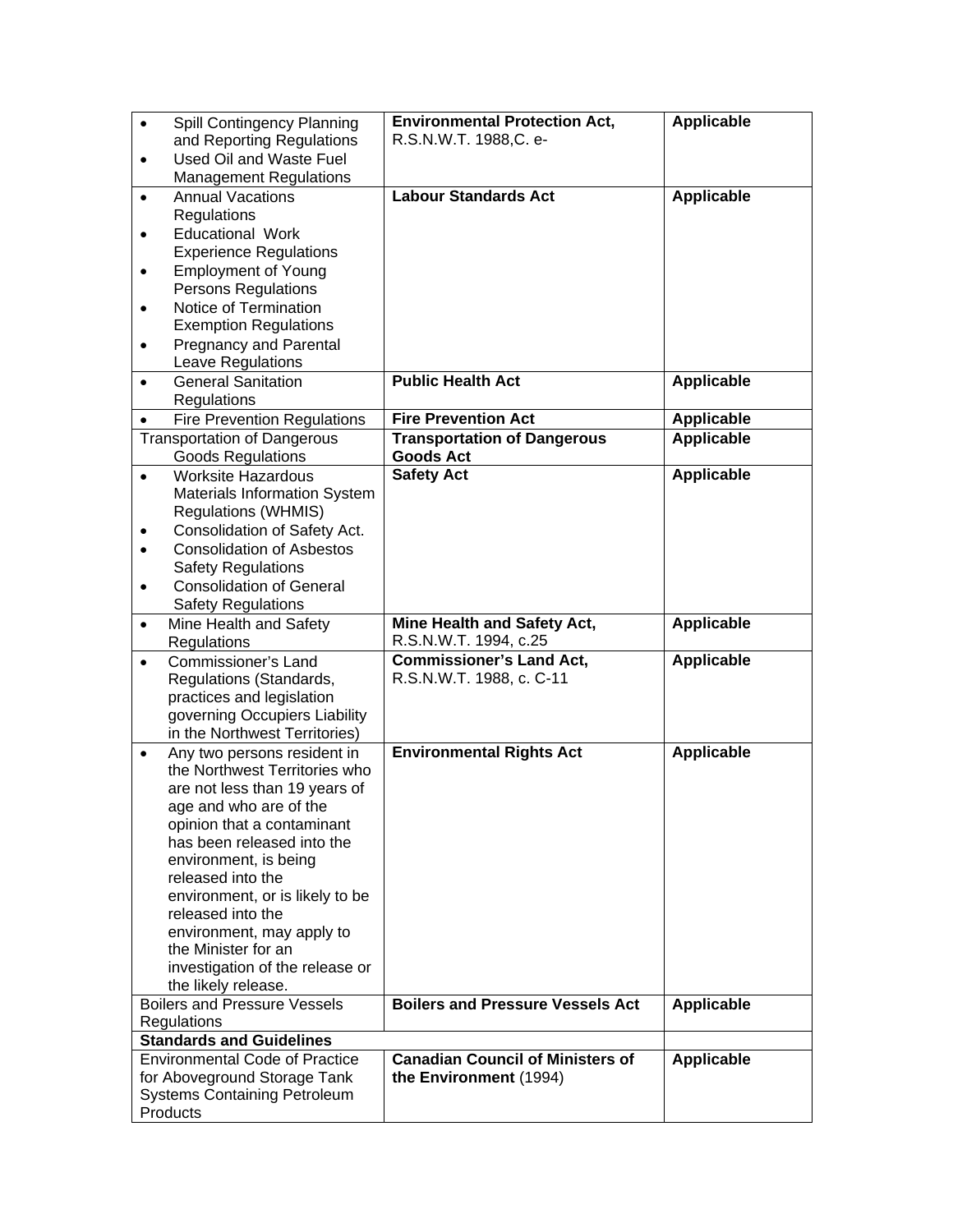| | | |
|---|---|---|
| • Spill Contingency Planning and Reporting Regulations<br>• Used Oil and Waste Fuel Management Regulations | **Environmental Protection Act,** R.S.N.W.T. 1988,C. e- | **Applicable** |
| • Annual Vacations Regulations<br>• Educational Work Experience Regulations<br>• Employment of Young Persons Regulations<br>• Notice of Termination Exemption Regulations<br>• Pregnancy and Parental Leave Regulations | **Labour Standards Act** | **Applicable** |
| • General Sanitation Regulations | **Public Health Act** | **Applicable** |
| • Fire Prevention Regulations | **Fire Prevention Act** | **Applicable** |
| Transportation of Dangerous Goods Regulations | **Transportation of Dangerous Goods Act** | **Applicable** |
| • Worksite Hazardous Materials Information System Regulations (WHMIS)<br>• Consolidation of Safety Act.<br>• Consolidation of Asbestos Safety Regulations<br>• Consolidation of General Safety Regulations | **Safety Act** | **Applicable** |
| • Mine Health and Safety Regulations | **Mine Health and Safety Act,** R.S.N.W.T. 1994, c.25 | **Applicable** |
| • Commissioner's Land Regulations (Standards, practices and legislation governing Occupiers Liability in the Northwest Territories) | **Commissioner's Land Act,** R.S.N.W.T. 1988, c. C-11 | **Applicable** |
| • Any two persons resident in the Northwest Territories who are not less than 19 years of age and who are of the opinion that a contaminant has been released into the environment, is being released into the environment, or is likely to be released into the environment, may apply to the Minister for an investigation of the release or the likely release. | **Environmental Rights Act** | **Applicable** |
| Boilers and Pressure Vessels Regulations | **Boilers and Pressure Vessels Act** | **Applicable** |
| **Standards and Guidelines** | | |
| Environmental Code of Practice for Aboveground Storage Tank Systems Containing Petroleum Products | **Canadian Council of Ministers of the Environment** (1994) | **Applicable** |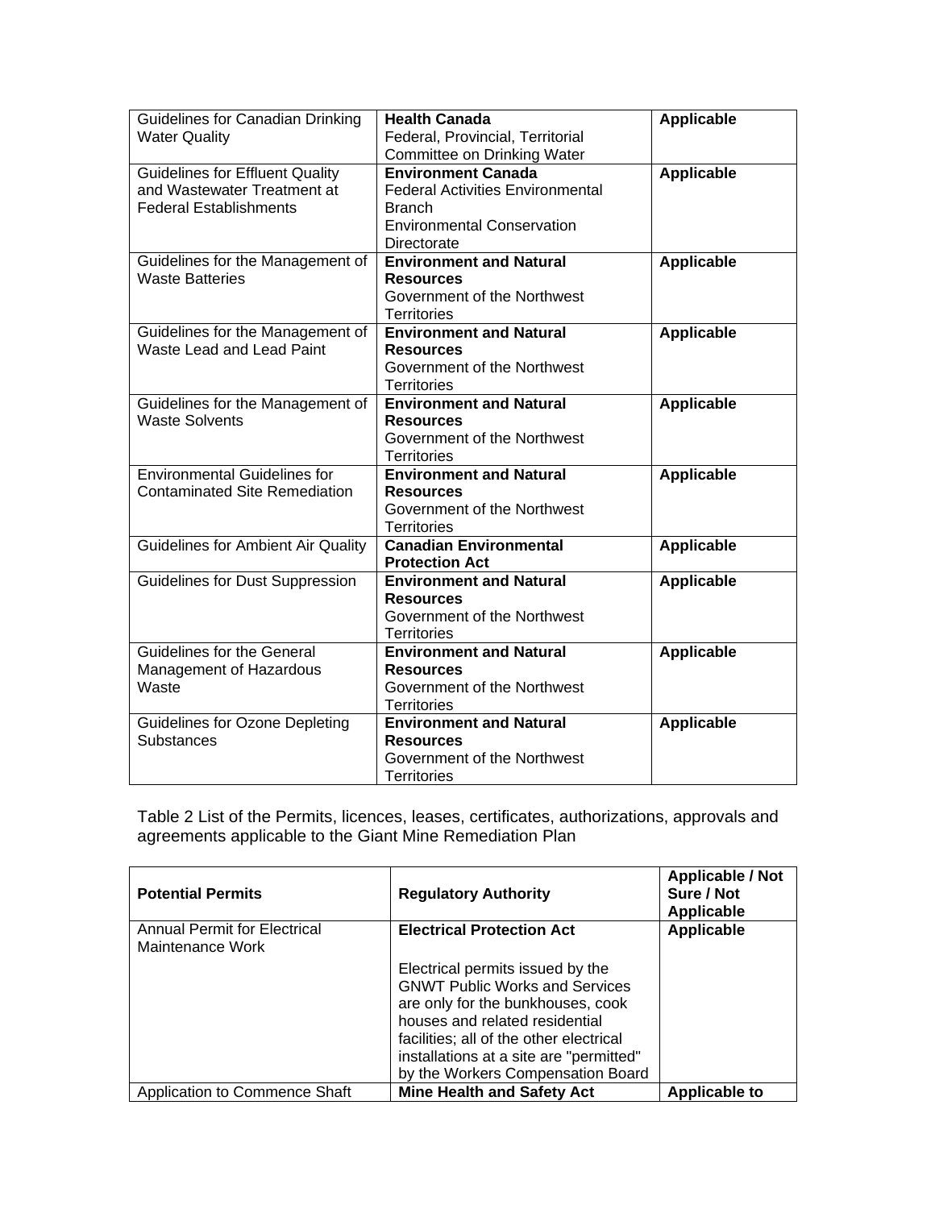| | | |
|---|---|---|
| Guidelines for Canadian Drinking Water Quality | **Health Canada** Federal, Provincial, Territorial Committee on Drinking Water | **Applicable** |
| Guidelines for Effluent Quality and Wastewater Treatment at Federal Establishments | **Environment Canada** Federal Activities Environmental Branch Environmental Conservation Directorate | **Applicable** |
| Guidelines for the Management of Waste Batteries | **Environment and Natural Resources** Government of the Northwest Territories | **Applicable** |
| Guidelines for the Management of Waste Lead and Lead Paint | **Environment and Natural Resources** Government of the Northwest Territories | **Applicable** |
| Guidelines for the Management of Waste Solvents | **Environment and Natural Resources** Government of the Northwest Territories | **Applicable** |
| Environmental Guidelines for Contaminated Site Remediation | **Environment and Natural Resources** Government of the Northwest Territories | **Applicable** |
| Guidelines for Ambient Air Quality | **Canadian Environmental Protection Act** | **Applicable** |
| Guidelines for Dust Suppression | **Environment and Natural Resources** Government of the Northwest Territories | **Applicable** |
| Guidelines for the General Management of Hazardous Waste | **Environment and Natural Resources** Government of the Northwest Territories | **Applicable** |
| Guidelines for Ozone Depleting Substances | **Environment and Natural Resources** Government of the Northwest Territories | **Applicable** |

Table 2 List of the Permits, licences, leases, certificates, authorizations, approvals and agreements applicable to the Giant Mine Remediation Plan

| **Potential Permits** | **Regulatory Authority** | **Applicable / Not Sure / Not Applicable** |
|---|---|---|
| Annual Permit for Electrical Maintenance Work | **Electrical Protection Act** <br><br> Electrical permits issued by the GNWT Public Works and Services are only for the bunkhouses, cook houses and related residential facilities; all of the other electrical installations at a site are "permitted" by the Workers Compensation Board | **Applicable** |
| Application to Commence Shaft | **Mine Health and Safety Act** | **Applicable to** |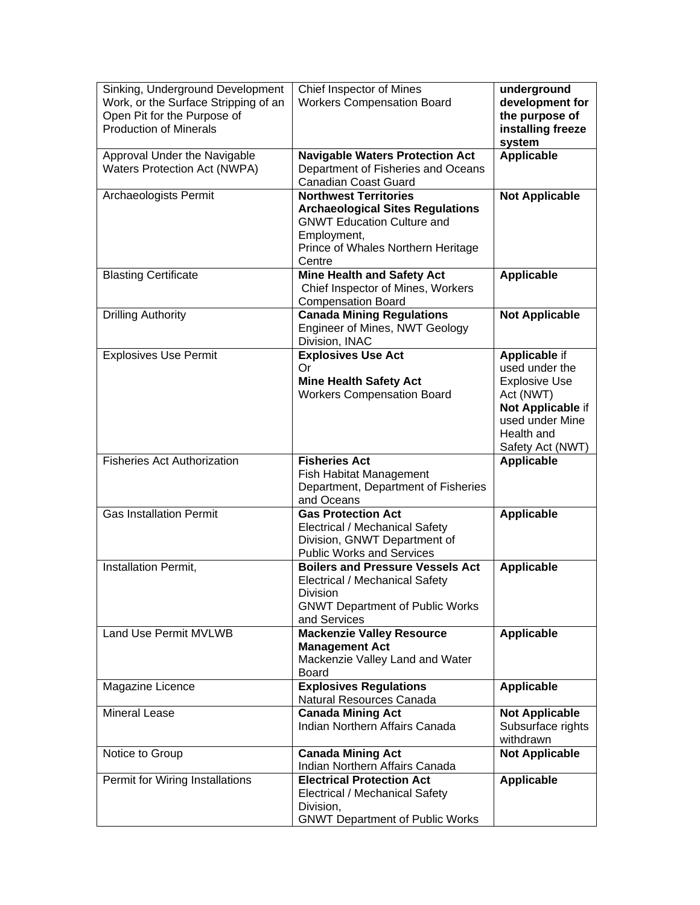| | | |
|---|---|---|
| Sinking, Underground Development Work, or the Surface Stripping of an Open Pit for the Purpose of Production of Minerals | Chief Inspector of Mines<br>Workers Compensation Board | **underground development for the purpose of installing freeze system** |
| Approval Under the Navigable Waters Protection Act (NWPA) | **Navigable Waters Protection Act**<br>Department of Fisheries and Oceans Canadian Coast Guard | **Applicable** |
| Archaeologists Permit | **Northwest Territories Archaeological Sites Regulations**<br>GNWT Education Culture and Employment,<br>Prince of Whales Northern Heritage Centre | **Not Applicable** |
| Blasting Certificate | **Mine Health and Safety Act**<br>Chief Inspector of Mines, Workers Compensation Board | **Applicable** |
| Drilling Authority | **Canada Mining Regulations**<br>Engineer of Mines, NWT Geology Division, INAC | **Not Applicable** |
| Explosives Use Permit | **Explosives Use Act**<br>Or<br>**Mine Health Safety Act**<br>Workers Compensation Board | **Applicable** if used under the Explosive Use Act (NWT)<br>**Not Applicable** if used under Mine Health and Safety Act (NWT) |
| Fisheries Act Authorization | **Fisheries Act**<br>Fish Habitat Management Department, Department of Fisheries and Oceans | **Applicable** |
| Gas Installation Permit | **Gas Protection Act**<br>Electrical / Mechanical Safety Division, GNWT Department of Public Works and Services | **Applicable** |
| Installation Permit, | **Boilers and Pressure Vessels Act**<br>Electrical / Mechanical Safety Division<br>GNWT Department of Public Works and Services | **Applicable** |
| Land Use Permit MVLWB | **Mackenzie Valley Resource Management Act**<br>Mackenzie Valley Land and Water Board | **Applicable** |
| Magazine Licence | **Explosives Regulations**<br>Natural Resources Canada | **Applicable** |
| Mineral Lease | **Canada Mining Act**<br>Indian Northern Affairs Canada | **Not Applicable**<br>Subsurface rights withdrawn |
| Notice to Group | **Canada Mining Act**<br>Indian Northern Affairs Canada | **Not Applicable** |
| Permit for Wiring Installations | **Electrical Protection Act**<br>Electrical / Mechanical Safety Division,<br>GNWT Department of Public Works | **Applicable** |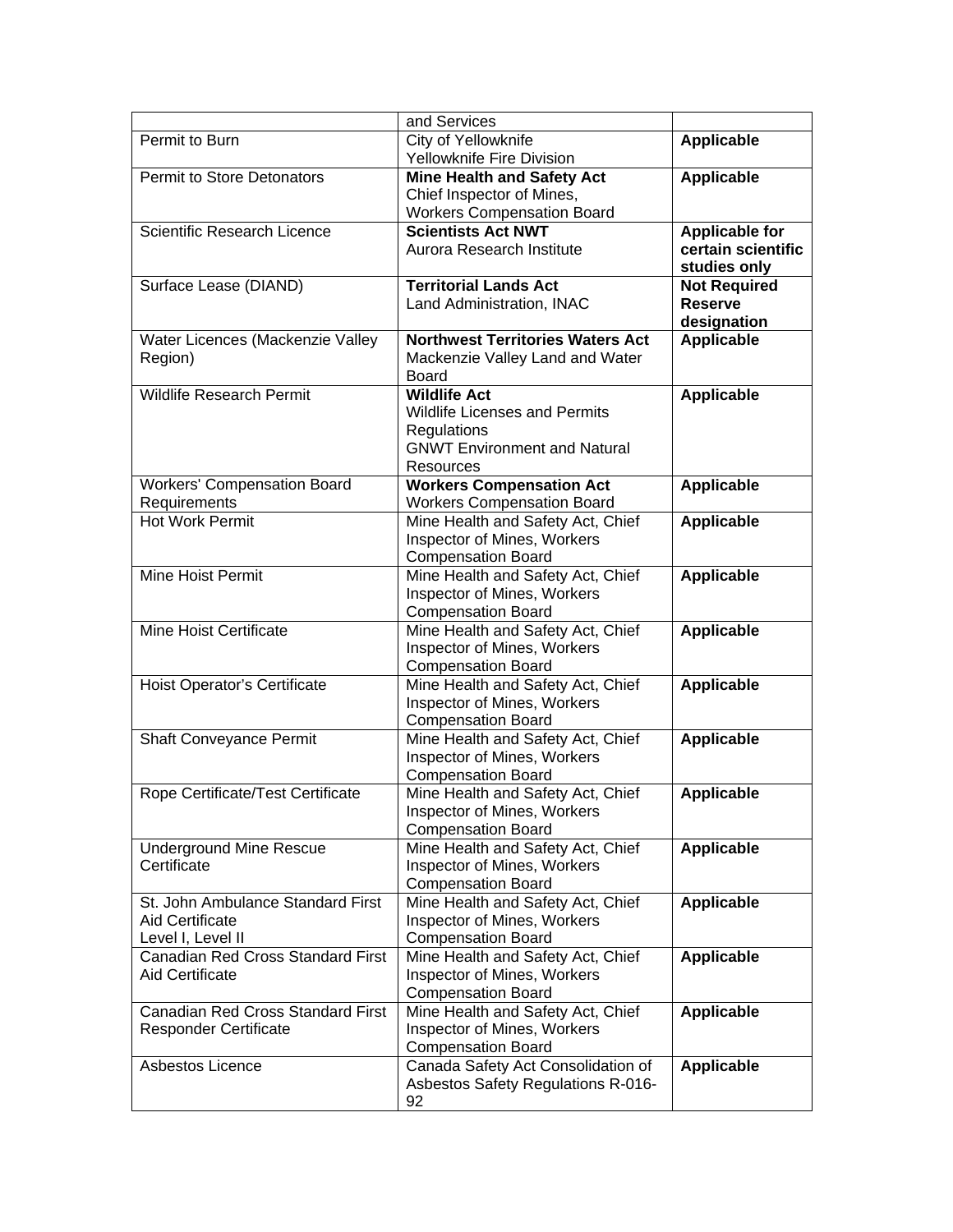| | | |
|---|---|---|
| | and Services | |
| Permit to Burn | City of Yellowknife<br>Yellowknife Fire Division | **Applicable** |
| Permit to Store Detonators | **Mine Health and Safety Act**<br>Chief Inspector of Mines,<br>Workers Compensation Board | **Applicable** |
| Scientific Research Licence | **Scientists Act NWT**<br>Aurora Research Institute | **Applicable for certain scientific studies only** |
| Surface Lease (DIAND) | **Territorial Lands Act**<br>Land Administration, INAC | **Not Required Reserve designation** |
| Water Licences (Mackenzie Valley Region) | **Northwest Territories Waters Act**<br>Mackenzie Valley Land and Water Board | **Applicable** |
| Wildlife Research Permit | **Wildlife Act**<br>Wildlife Licenses and Permits Regulations<br>GNWT Environment and Natural Resources | **Applicable** |
| Workers' Compensation Board Requirements | **Workers Compensation Act**<br>Workers Compensation Board | **Applicable** |
| Hot Work Permit | Mine Health and Safety Act, Chief Inspector of Mines, Workers Compensation Board | **Applicable** |
| Mine Hoist Permit | Mine Health and Safety Act, Chief Inspector of Mines, Workers Compensation Board | **Applicable** |
| Mine Hoist Certificate | Mine Health and Safety Act, Chief Inspector of Mines, Workers Compensation Board | **Applicable** |
| Hoist Operator's Certificate | Mine Health and Safety Act, Chief Inspector of Mines, Workers Compensation Board | **Applicable** |
| Shaft Conveyance Permit | Mine Health and Safety Act, Chief Inspector of Mines, Workers Compensation Board | **Applicable** |
| Rope Certificate/Test Certificate | Mine Health and Safety Act, Chief Inspector of Mines, Workers Compensation Board | **Applicable** |
| Underground Mine Rescue Certificate | Mine Health and Safety Act, Chief Inspector of Mines, Workers Compensation Board | **Applicable** |
| St. John Ambulance Standard First Aid Certificate Level I, Level II | Mine Health and Safety Act, Chief Inspector of Mines, Workers Compensation Board | **Applicable** |
| Canadian Red Cross Standard First Aid Certificate | Mine Health and Safety Act, Chief Inspector of Mines, Workers Compensation Board | **Applicable** |
| Canadian Red Cross Standard First Responder Certificate | Mine Health and Safety Act, Chief Inspector of Mines, Workers Compensation Board | **Applicable** |
| Asbestos Licence | Canada Safety Act Consolidation of Asbestos Safety Regulations R-016-92 | **Applicable** |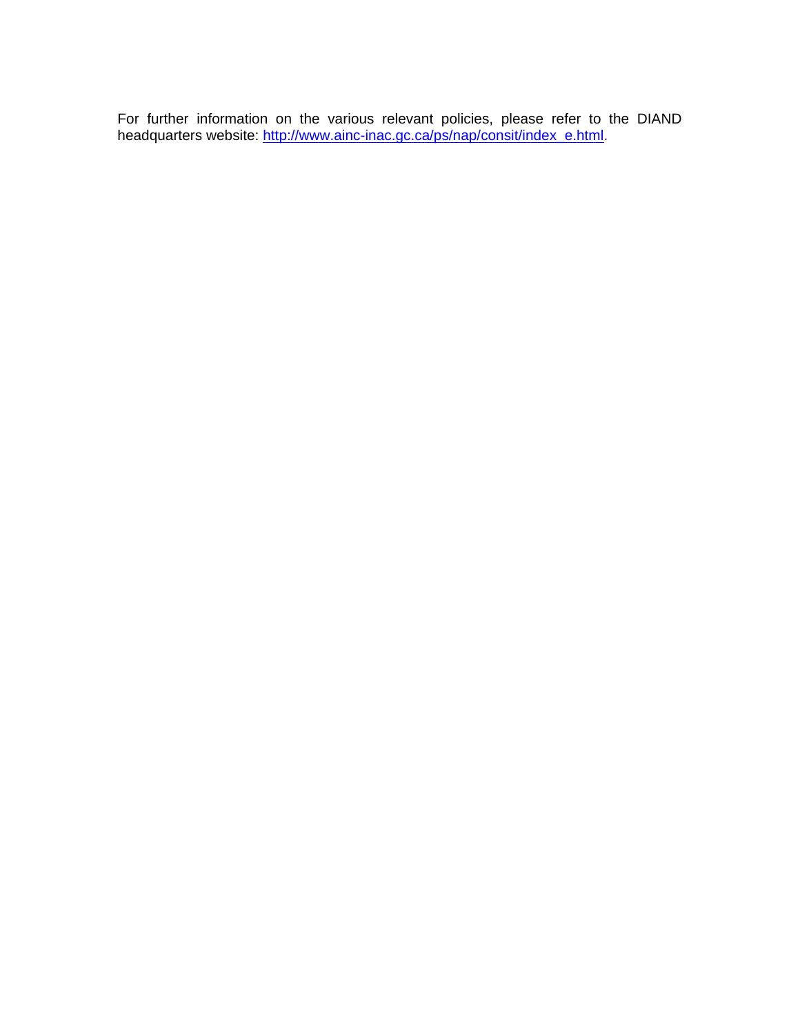For further information on the various relevant policies, please refer to the DIAND headquarters website: http://www.ainc-inac.gc.ca/ps/nap/consit/index_e.html.